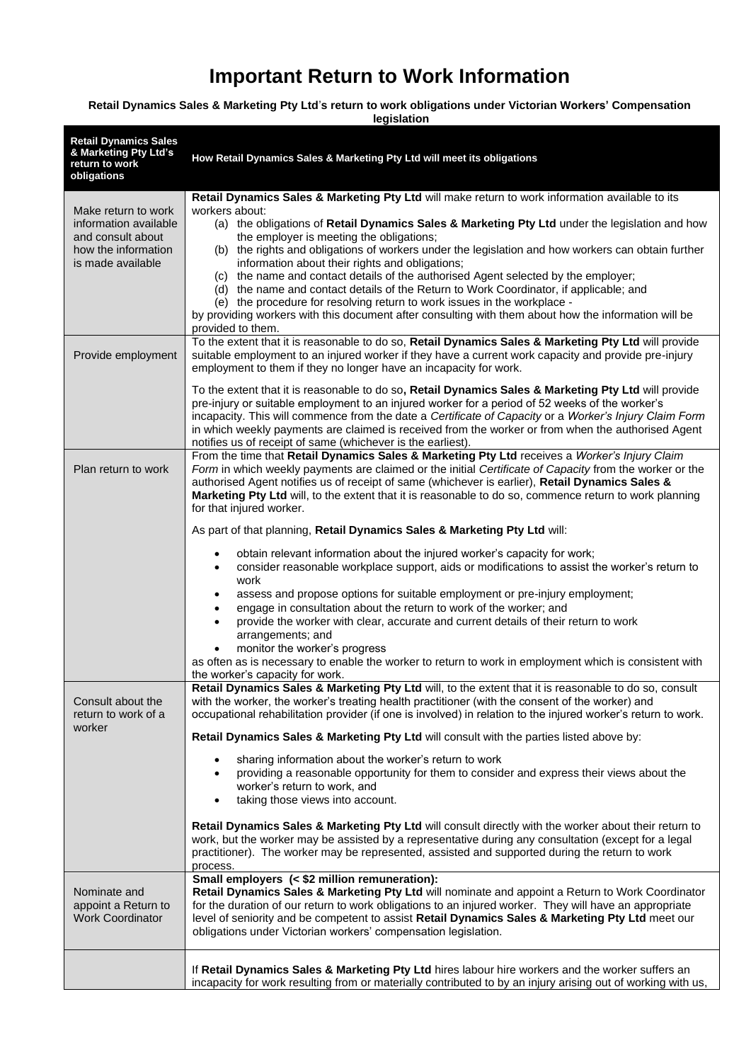# Important Return to Work Information

**Retail Dynamics Sales & Marketing Pty Ltd's return to work obligations under Victorian Workers' Compensation legislation**

| **Retail Dynamics Sales & Marketing Pty Ltd's return to work obligations** | **How Retail Dynamics Sales & Marketing Pty Ltd will meet its obligations** |
|---|---|
| Make return to work information available and consult about how the information is made available | **Retail Dynamics Sales & Marketing Pty Ltd** will make return to work information available to its workers about:<br>(a) the obligations of **Retail Dynamics Sales & Marketing Pty Ltd** under the legislation and how the employer is meeting the obligations;<br>(b) the rights and obligations of workers under the legislation and how workers can obtain further information about their rights and obligations;<br>(c) the name and contact details of the authorised Agent selected by the employer;<br>(d) the name and contact details of the Return to Work Coordinator, if applicable; and<br>(e) the procedure for resolving return to work issues in the workplace -<br>by providing workers with this document after consulting with them about how the information will be provided to them. |
| Provide employment | To the extent that it is reasonable to do so, **Retail Dynamics Sales & Marketing Pty Ltd** will provide suitable employment to an injured worker if they have a current work capacity and provide pre-injury employment to them if they no longer have an incapacity for work.<br><br>To the extent that it is reasonable to do so**, Retail Dynamics Sales & Marketing Pty Ltd** will provide pre-injury or suitable employment to an injured worker for a period of 52 weeks of the worker's incapacity. This will commence from the date a *Certificate of Capacity* or a *Worker's Injury Claim Form* in which weekly payments are claimed is received from the worker or from when the authorised Agent notifies us of receipt of same (whichever is the earliest). |
| Plan return to work | From the time that **Retail Dynamics Sales & Marketing Pty Ltd** receives a *Worker's Injury Claim Form* in which weekly payments are claimed or the initial *Certificate of Capacity* from the worker or the authorised Agent notifies us of receipt of same (whichever is earlier), **Retail Dynamics Sales & Marketing Pty Ltd** will, to the extent that it is reasonable to do so, commence return to work planning for that injured worker.<br><br>As part of that planning, **Retail Dynamics Sales & Marketing Pty Ltd** will:<br>• obtain relevant information about the injured worker's capacity for work;<br>• consider reasonable workplace support, aids or modifications to assist the worker's return to work<br>• assess and propose options for suitable employment or pre-injury employment;<br>• engage in consultation about the return to work of the worker; and<br>• provide the worker with clear, accurate and current details of their return to work arrangements; and<br>• monitor the worker's progress<br>as often as is necessary to enable the worker to return to work in employment which is consistent with the worker's capacity for work. |
| Consult about the return to work of a worker | **Retail Dynamics Sales & Marketing Pty Ltd** will, to the extent that it is reasonable to do so, consult with the worker, the worker's treating health practitioner (with the consent of the worker) and occupational rehabilitation provider (if one is involved) in relation to the injured worker's return to work.<br><br>**Retail Dynamics Sales & Marketing Pty Ltd** will consult with the parties listed above by:<br>• sharing information about the worker's return to work<br>• providing a reasonable opportunity for them to consider and express their views about the worker's return to work, and<br>• taking those views into account.<br><br>**Retail Dynamics Sales & Marketing Pty Ltd** will consult directly with the worker about their return to work, but the worker may be assisted by a representative during any consultation (except for a legal practitioner). The worker may be represented, assisted and supported during the return to work process. |
| Nominate and appoint a Return to Work Coordinator | **Small employers (< $2 million remuneration):**<br>**Retail Dynamics Sales & Marketing Pty Ltd** will nominate and appoint a Return to Work Coordinator for the duration of our return to work obligations to an injured worker. They will have an appropriate level of seniority and be competent to assist **Retail Dynamics Sales & Marketing Pty Ltd** meet our obligations under Victorian workers' compensation legislation. |
| | If **Retail Dynamics Sales & Marketing Pty Ltd** hires labour hire workers and the worker suffers an incapacity for work resulting from or materially contributed to by an injury arising out of working with us, |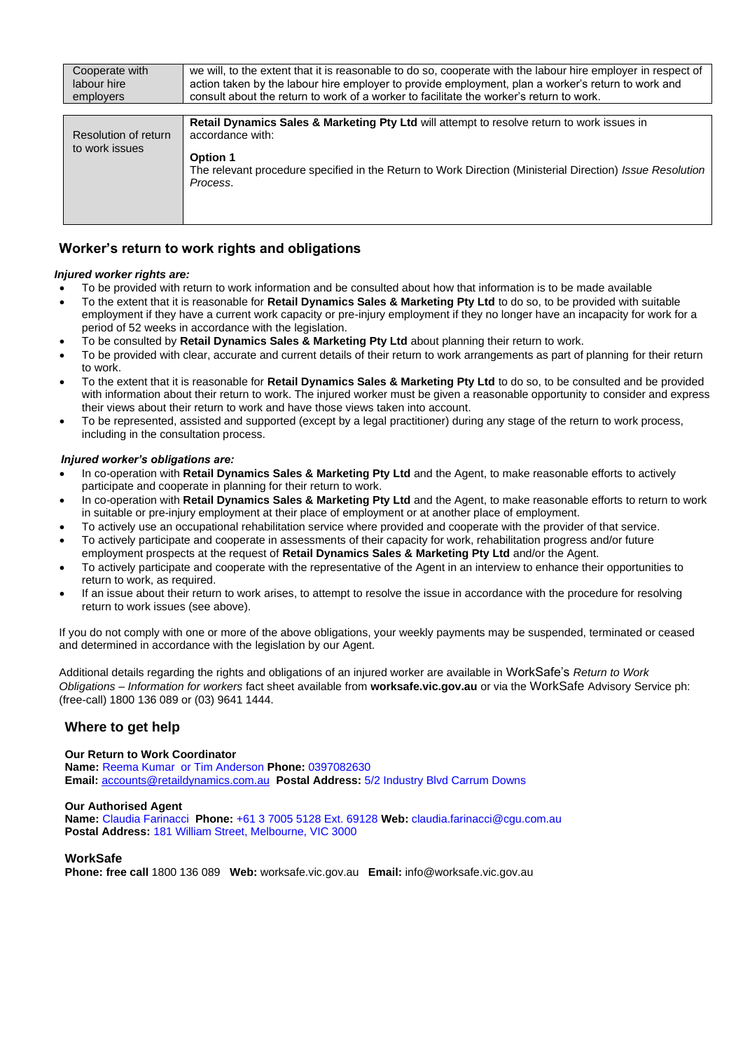| | |
|---|---|
| Cooperate with labour hire employers | we will, to the extent that it is reasonable to do so, cooperate with the labour hire employer in respect of action taken by the labour hire employer to provide employment, plan a worker's return to work and consult about the return to work of a worker to facilitate the worker's return to work. |

| | |
|---|---|
| Resolution of return to work issues | **Retail Dynamics Sales & Marketing Pty Ltd** will attempt to resolve return to work issues in accordance with:<br><br>**Option 1**<br>The relevant procedure specified in the Return to Work Direction (Ministerial Direction) *Issue Resolution Process*. |

## Worker's return to work rights and obligations

***Injured worker rights are:***

- To be provided with return to work information and be consulted about how that information is to be made available
- To the extent that it is reasonable for **Retail Dynamics Sales & Marketing Pty Ltd** to do so, to be provided with suitable employment if they have a current work capacity or pre-injury employment if they no longer have an incapacity for work for a period of 52 weeks in accordance with the legislation.
- To be consulted by **Retail Dynamics Sales & Marketing Pty Ltd** about planning their return to work.
- To be provided with clear, accurate and current details of their return to work arrangements as part of planning for their return to work.
- To the extent that it is reasonable for **Retail Dynamics Sales & Marketing Pty Ltd** to do so, to be consulted and be provided with information about their return to work. The injured worker must be given a reasonable opportunity to consider and express their views about their return to work and have those views taken into account.
- To be represented, assisted and supported (except by a legal practitioner) during any stage of the return to work process, including in the consultation process.

***Injured worker's obligations are:***

- In co-operation with **Retail Dynamics Sales & Marketing Pty Ltd** and the Agent, to make reasonable efforts to actively participate and cooperate in planning for their return to work.
- In co-operation with **Retail Dynamics Sales & Marketing Pty Ltd** and the Agent, to make reasonable efforts to return to work in suitable or pre-injury employment at their place of employment or at another place of employment.
- To actively use an occupational rehabilitation service where provided and cooperate with the provider of that service.
- To actively participate and cooperate in assessments of their capacity for work, rehabilitation progress and/or future employment prospects at the request of **Retail Dynamics Sales & Marketing Pty Ltd** and/or the Agent.
- To actively participate and cooperate with the representative of the Agent in an interview to enhance their opportunities to return to work, as required.
- If an issue about their return to work arises, to attempt to resolve the issue in accordance with the procedure for resolving return to work issues (see above).

If you do not comply with one or more of the above obligations, your weekly payments may be suspended, terminated or ceased and determined in accordance with the legislation by our Agent.

Additional details regarding the rights and obligations of an injured worker are available in WorkSafe's *Return to Work Obligations – Information for workers* fact sheet available from **worksafe.vic.gov.au** or via the WorkSafe Advisory Service ph: (free-call) 1800 136 089 or (03) 9641 1444.

## Where to get help

**Our Return to Work Coordinator**
**Name:** Reema Kumar or Tim Anderson **Phone:** 0397082630
**Email:** accounts@retaildynamics.com.au **Postal Address:** 5/2 Industry Blvd Carrum Downs

**Our Authorised Agent**
**Name:** Claudia Farinacci **Phone:** +61 3 7005 5128 Ext. 69128 **Web:** claudia.farinacci@cgu.com.au
**Postal Address:** 181 William Street, Melbourne, VIC 3000

**WorkSafe**
**Phone: free call** 1800 136 089 **Web:** worksafe.vic.gov.au **Email:** info@worksafe.vic.gov.au